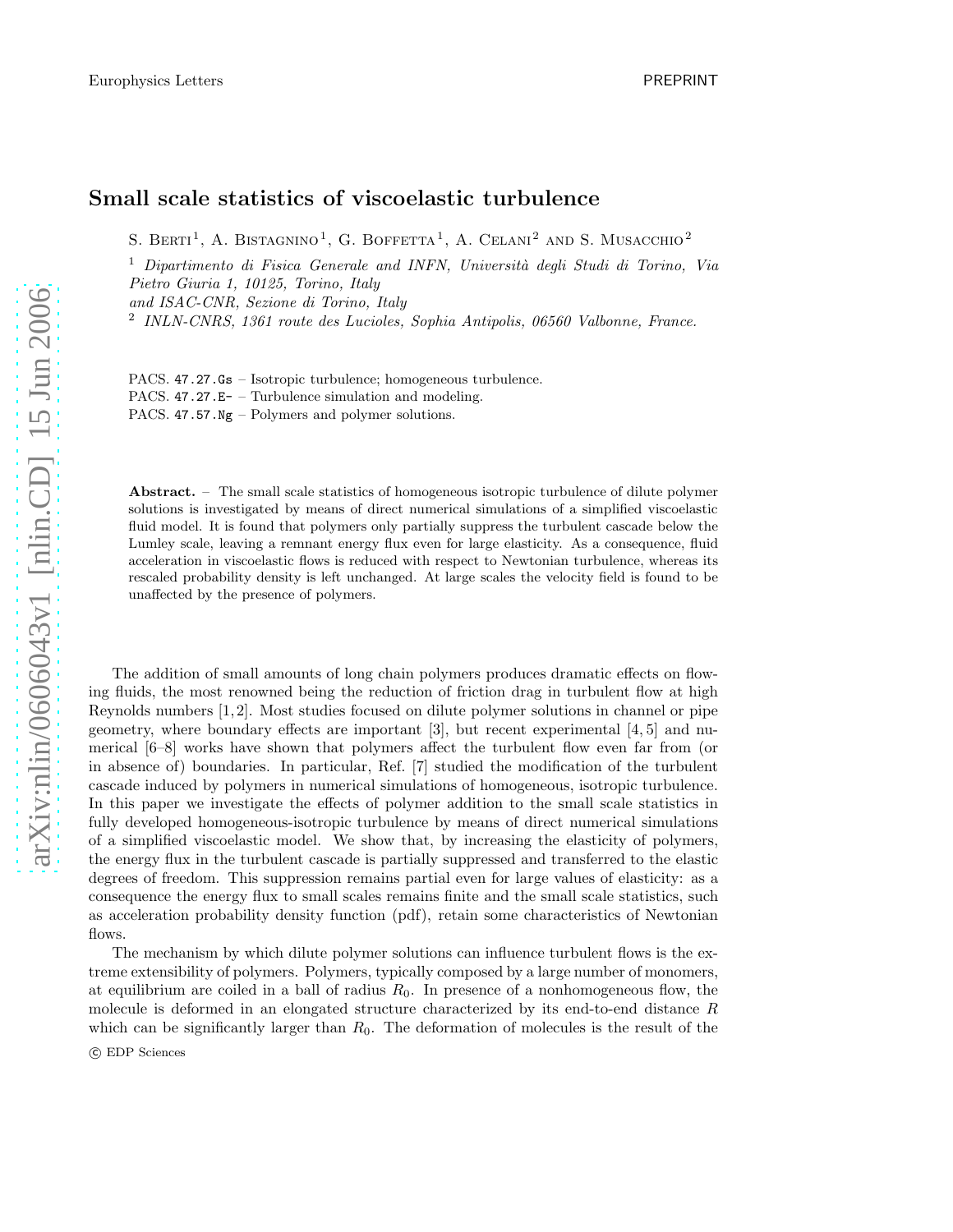# Small scale statistics of viscoelastic turbulence

S. Berti [1], A. Bistagnino [1], G. Boffetta [1], A. Celani [2] and S. Musacchio [2]

[1] *Dipartimento di Fisica Generale and INFN, Università degli Studi di Torino, Via Pietro Giuria 1, 10125, Torino, Italy*
*and ISAC-CNR, Sezione di Torino, Italy*

[2] *INLN-CNRS, 1361 route des Lucioles, Sophia Antipolis, 06560 Valbonne, France.*

PACS. 47.27.Gs – Isotropic turbulence; homogeneous turbulence.
PACS. 47.27.E- – Turbulence simulation and modeling.
PACS. 47.57.Ng – Polymers and polymer solutions.

**Abstract.** – The small scale statistics of homogeneous isotropic turbulence of dilute polymer solutions is investigated by means of direct numerical simulations of a simplified viscoelastic fluid model. It is found that polymers only partially suppress the turbulent cascade below the Lumley scale, leaving a remnant energy flux even for large elasticity. As a consequence, fluid acceleration in viscoelastic flows is reduced with respect to Newtonian turbulence, whereas its rescaled probability density is left unchanged. At large scales the velocity field is found to be unaffected by the presence of polymers.

The addition of small amounts of long chain polymers produces dramatic effects on flowing fluids, the most renowned being the reduction of friction drag in turbulent flow at high Reynolds numbers [1, 2]. Most studies focused on dilute polymer solutions in channel or pipe geometry, where boundary effects are important [3], but recent experimental [4, 5] and numerical [6–8] works have shown that polymers affect the turbulent flow even far from (or in absence of) boundaries. In particular, Ref. [7] studied the modification of the turbulent cascade induced by polymers in numerical simulations of homogeneous, isotropic turbulence. In this paper we investigate the effects of polymer addition to the small scale statistics in fully developed homogeneous-isotropic turbulence by means of direct numerical simulations of a simplified viscoelastic model. We show that, by increasing the elasticity of polymers, the energy flux in the turbulent cascade is partially suppressed and transferred to the elastic degrees of freedom. This suppression remains partial even for large values of elasticity: as a consequence the energy flux to small scales remains finite and the small scale statistics, such as acceleration probability density function (pdf), retain some characteristics of Newtonian flows.

The mechanism by which dilute polymer solutions can influence turbulent flows is the extreme extensibility of polymers. Polymers, typically composed by a large number of monomers, at equilibrium are coiled in a ball of radius $R_0$. In presence of a nonhomogeneous flow, the molecule is deformed in an elongated structure characterized by its end-to-end distance $R$ which can be significantly larger than $R_0$. The deformation of molecules is the result of the

© EDP Sciences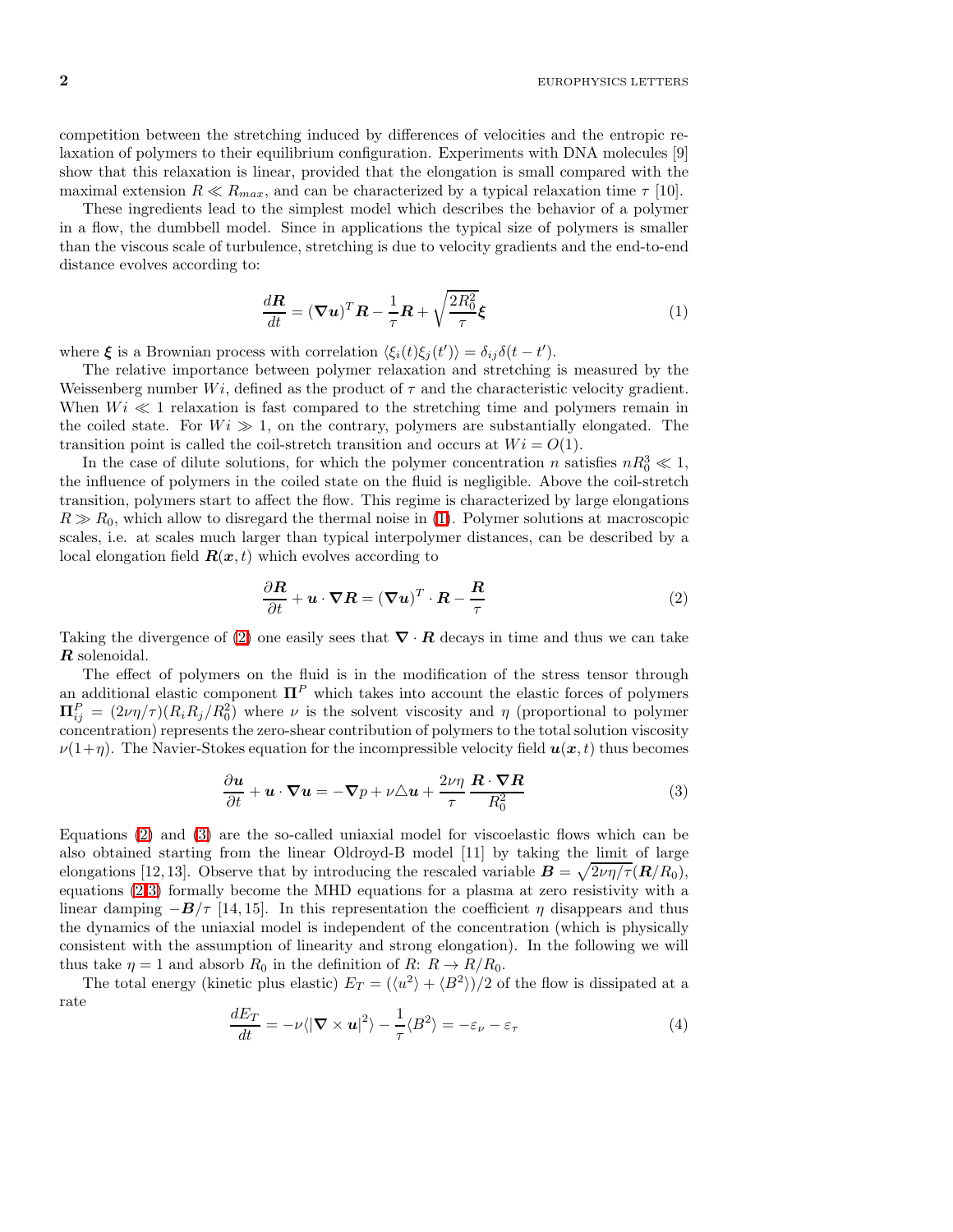competition between the stretching induced by differences of velocities and the entropic relaxation of polymers to their equilibrium configuration. Experiments with DNA molecules [9] show that this relaxation is linear, provided that the elongation is small compared with the maximal extension $R \ll R_{max}$, and can be characterized by a typical relaxation time $\tau$ [10].

These ingredients lead to the simplest model which describes the behavior of a polymer in a flow, the dumbbell model. Since in applications the typical size of polymers is smaller than the viscous scale of turbulence, stretching is due to velocity gradients and the end-to-end distance evolves according to:

$$\frac{d\boldsymbol{R}}{dt} = (\boldsymbol{\nabla u})^T \boldsymbol{R} - \frac{1}{\tau}\boldsymbol{R} + \sqrt{\frac{2R_0^2}{\tau}}\boldsymbol{\xi} \tag{1}$$

where $\boldsymbol{\xi}$ is a Brownian process with correlation $\langle \xi_i(t)\xi_j(t')\rangle = \delta_{ij}\delta(t-t')$.

The relative importance between polymer relaxation and stretching is measured by the Weissenberg number $Wi$, defined as the product of $\tau$ and the characteristic velocity gradient. When $Wi \ll 1$ relaxation is fast compared to the stretching time and polymers remain in the coiled state. For $Wi \gg 1$, on the contrary, polymers are substantially elongated. The transition point is called the coil-stretch transition and occurs at $Wi = O(1)$.

In the case of dilute solutions, for which the polymer concentration $n$ satisfies $nR_0^3 \ll 1$, the influence of polymers in the coiled state on the fluid is negligible. Above the coil-stretch transition, polymers start to affect the flow. This regime is characterized by large elongations $R \gg R_0$, which allow to disregard the thermal noise in (1). Polymer solutions at macroscopic scales, i.e. at scales much larger than typical interpolymer distances, can be described by a local elongation field $\boldsymbol{R}(\boldsymbol{x}, t)$ which evolves according to

$$\frac{\partial \boldsymbol{R}}{\partial t} + \boldsymbol{u}\cdot\boldsymbol{\nabla R} = (\boldsymbol{\nabla u})^T \cdot \boldsymbol{R} - \frac{\boldsymbol{R}}{\tau} \tag{2}$$

Taking the divergence of (2) one easily sees that $\boldsymbol{\nabla}\cdot\boldsymbol{R}$ decays in time and thus we can take $\boldsymbol{R}$ solenoidal.

The effect of polymers on the fluid is in the modification of the stress tensor through an additional elastic component $\boldsymbol{\Pi}^P$ which takes into account the elastic forces of polymers $\boldsymbol{\Pi}^P_{ij} = (2\nu\eta/\tau)(R_iR_j/R_0^2)$ where $\nu$ is the solvent viscosity and $\eta$ (proportional to polymer concentration) represents the zero-shear contribution of polymers to the total solution viscosity $\nu(1+\eta)$. The Navier-Stokes equation for the incompressible velocity field $\boldsymbol{u}(\boldsymbol{x}, t)$ thus becomes

$$\frac{\partial \boldsymbol{u}}{\partial t} + \boldsymbol{u}\cdot\boldsymbol{\nabla u} = -\boldsymbol{\nabla} p + \nu\triangle\boldsymbol{u} + \frac{2\nu\eta}{\tau}\,\frac{\boldsymbol{R}\cdot\boldsymbol{\nabla R}}{R_0^2} \tag{3}$$

Equations (2) and (3) are the so-called uniaxial model for viscoelastic flows which can be also obtained starting from the linear Oldroyd-B model [11] by taking the limit of large elongations [12, 13]. Observe that by introducing the rescaled variable $\boldsymbol{B} = \sqrt{2\nu\eta/\tau}(\boldsymbol{R}/R_0)$, equations (2,3) formally become the MHD equations for a plasma at zero resistivity with a linear damping $-\boldsymbol{B}/\tau$ [14, 15]. In this representation the coefficient $\eta$ disappears and thus the dynamics of the uniaxial model is independent of the concentration (which is physically consistent with the assumption of linearity and strong elongation). In the following we will thus take $\eta = 1$ and absorb $R_0$ in the definition of $R$: $R \to R/R_0$.

The total energy (kinetic plus elastic) $E_T = (\langle u^2\rangle + \langle B^2\rangle)/2$ of the flow is dissipated at a rate

$$\frac{dE_T}{dt} = -\nu\langle|\boldsymbol{\nabla}\times\boldsymbol{u}|^2\rangle - \frac{1}{\tau}\langle B^2\rangle = -\varepsilon_\nu - \varepsilon_\tau \tag{4}$$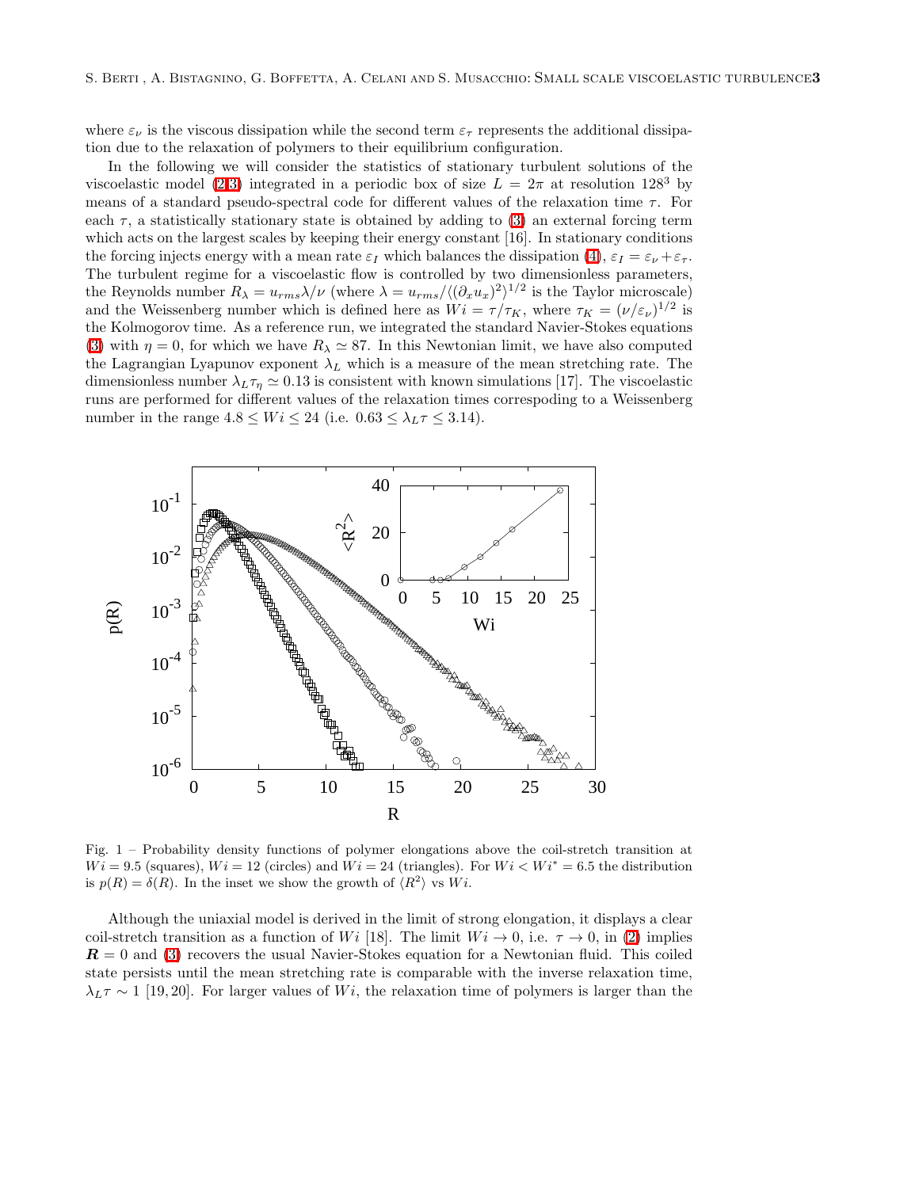where $\varepsilon_\nu$ is the viscous dissipation while the second term $\varepsilon_\tau$ represents the additional dissipation due to the relaxation of polymers to their equilibrium configuration.

In the following we will consider the statistics of stationary turbulent solutions of the viscoelastic model (2,3) integrated in a periodic box of size $L = 2\pi$ at resolution $128^3$ by means of a standard pseudo-spectral code for different values of the relaxation time $\tau$. For each $\tau$, a statistically stationary state is obtained by adding to (3) an external forcing term which acts on the largest scales by keeping their energy constant [16]. In stationary conditions the forcing injects energy with a mean rate $\varepsilon_I$ which balances the dissipation (4), $\varepsilon_I = \varepsilon_\nu + \varepsilon_\tau$. The turbulent regime for a viscoelastic flow is controlled by two dimensionless parameters, the Reynolds number $R_\lambda = u_{rms}\lambda/\nu$ (where $\lambda = u_{rms}/\langle(\partial_x u_x)^2\rangle^{1/2}$ is the Taylor microscale) and the Weissenberg number which is defined here as $Wi = \tau/\tau_K$, where $\tau_K = (\nu/\varepsilon_\nu)^{1/2}$ is the Kolmogorov time. As a reference run, we integrated the standard Navier-Stokes equations (3) with $\eta = 0$, for which we have $R_\lambda \simeq 87$. In this Newtonian limit, we have also computed the Lagrangian Lyapunov exponent $\lambda_L$ which is a measure of the mean stretching rate. The dimensionless number $\lambda_L \tau_\eta \simeq 0.13$ is consistent with known simulations [17]. The viscoelastic runs are performed for different values of the relaxation times correspoding to a Weissenberg number in the range $4.8 \leq Wi \leq 24$ (i.e. $0.63 \leq \lambda_L \tau \leq 3.14$).

Fig. 1 – Probability density functions of polymer elongations above the coil-stretch transition at $Wi = 9.5$ (squares), $Wi = 12$ (circles) and $Wi = 24$ (triangles). For $Wi < Wi^* = 6.5$ the distribution is $p(R) = \delta(R)$. In the inset we show the growth of $\langle R^2\rangle$ vs $Wi$.

Although the uniaxial model is derived in the limit of strong elongation, it displays a clear coil-stretch transition as a function of $Wi$ [18]. The limit $Wi \to 0$, i.e. $\tau \to 0$, in (2) implies $\boldsymbol{R} = 0$ and (3) recovers the usual Navier-Stokes equation for a Newtonian fluid. This coiled state persists until the mean stretching rate is comparable with the inverse relaxation time, $\lambda_L \tau \sim 1$ [19, 20]. For larger values of $Wi$, the relaxation time of polymers is larger than the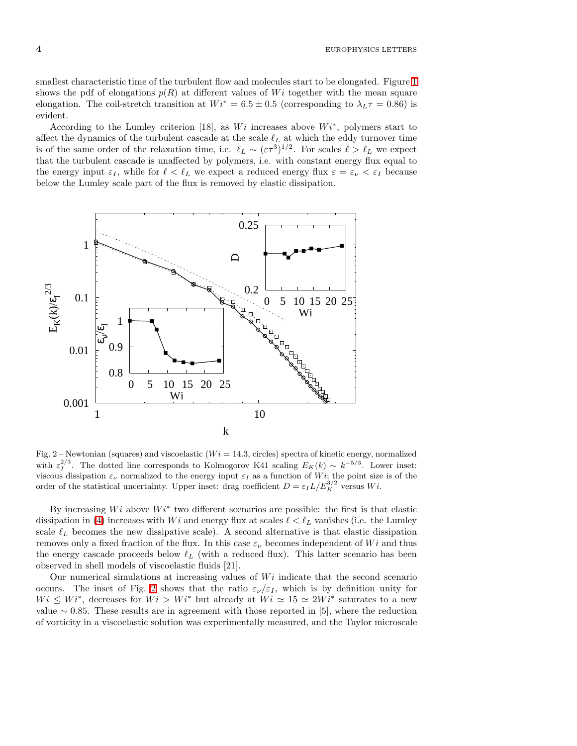smallest characteristic time of the turbulent flow and molecules start to be elongated. Figure 1 shows the pdf of elongations $p(R)$ at different values of $Wi$ together with the mean square elongation. The coil-stretch transition at $Wi^* = 6.5 \pm 0.5$ (corresponding to $\lambda_L \tau = 0.86$) is evident.

According to the Lumley criterion [18], as $Wi$ increases above $Wi^*$, polymers start to affect the dynamics of the turbulent cascade at the scale $\ell_L$ at which the eddy turnover time is of the same order of the relaxation time, i.e. $\ell_L \sim (\varepsilon \tau^3)^{1/2}$. For scales $\ell > \ell_L$ we expect that the turbulent cascade is unaffected by polymers, i.e. with constant energy flux equal to the energy input $\varepsilon_I$, while for $\ell < \ell_L$ we expect a reduced energy flux $\varepsilon = \varepsilon_\nu < \varepsilon_I$ because below the Lumley scale part of the flux is removed by elastic dissipation.

Fig. 2 – Newtonian (squares) and viscoelastic ($Wi = 14.3$, circles) spectra of kinetic energy, normalized with $\varepsilon_I^{2/3}$. The dotted line corresponds to Kolmogorov K41 scaling $E_K(k) \sim k^{-5/3}$. Lower inset: viscous dissipation $\varepsilon_\nu$ normalized to the energy input $\varepsilon_I$ as a function of $Wi$; the point size is of the order of the statistical uncertainty. Upper inset: drag coefficient $D = \varepsilon_I L / E_K^{3/2}$ versus $Wi$.

By increasing $Wi$ above $Wi^*$ two different scenarios are possible: the first is that elastic dissipation in (4) increases with $Wi$ and energy flux at scales $\ell < \ell_L$ vanishes (i.e. the Lumley scale $\ell_L$ becomes the new dissipative scale). A second alternative is that elastic dissipation removes only a fixed fraction of the flux. In this case $\varepsilon_\nu$ becomes independent of $Wi$ and thus the energy cascade proceeds below $\ell_L$ (with a reduced flux). This latter scenario has been observed in shell models of viscoelastic fluids [21].

Our numerical simulations at increasing values of $Wi$ indicate that the second scenario occurs. The inset of Fig. 2 shows that the ratio $\varepsilon_\nu / \varepsilon_I$, which is by definition unity for $Wi \leq Wi^*$, decreases for $Wi > Wi^*$ but already at $Wi \simeq 15 \simeq 2Wi^*$ saturates to a new value $\sim 0.85$. These results are in agreement with those reported in [5], where the reduction of vorticity in a viscoelastic solution was experimentally measured, and the Taylor microscale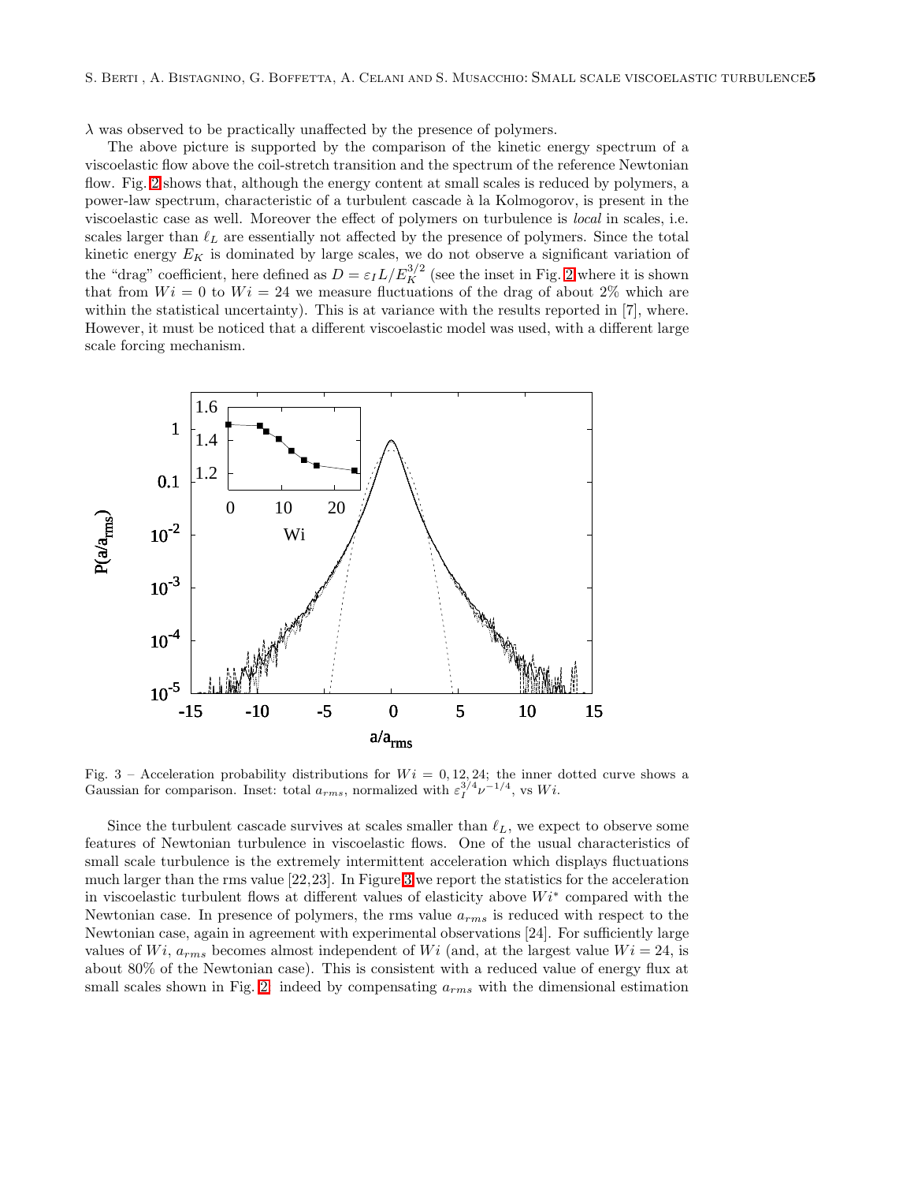$\lambda$ was observed to be practically unaffected by the presence of polymers.

The above picture is supported by the comparison of the kinetic energy spectrum of a viscoelastic flow above the coil-stretch transition and the spectrum of the reference Newtonian flow. Fig. 2 shows that, although the energy content at small scales is reduced by polymers, a power-law spectrum, characteristic of a turbulent cascade à la Kolmogorov, is present in the viscoelastic case as well. Moreover the effect of polymers on turbulence is *local* in scales, i.e. scales larger than $\ell_L$ are essentially not affected by the presence of polymers. Since the total kinetic energy $E_K$ is dominated by large scales, we do not observe a significant variation of the "drag" coefficient, here defined as $D = \varepsilon_I L / E_K^{3/2}$ (see the inset in Fig. 2 where it is shown that from $Wi = 0$ to $Wi = 24$ we measure fluctuations of the drag of about 2% which are within the statistical uncertainty). This is at variance with the results reported in [7], where. However, it must be noticed that a different viscoelastic model was used, with a different large scale forcing mechanism.

Fig. 3 – Acceleration probability distributions for $Wi = 0, 12, 24$; the inner dotted curve shows a Gaussian for comparison. Inset: total $a_{rms}$, normalized with $\varepsilon_I^{3/4} \nu^{-1/4}$, vs $Wi$.

Since the turbulent cascade survives at scales smaller than $\ell_L$, we expect to observe some features of Newtonian turbulence in viscoelastic flows. One of the usual characteristics of small scale turbulence is the extremely intermittent acceleration which displays fluctuations much larger than the rms value [22,23]. In Figure 3 we report the statistics for the acceleration in viscoelastic turbulent flows at different values of elasticity above $Wi^*$ compared with the Newtonian case. In presence of polymers, the rms value $a_{rms}$ is reduced with respect to the Newtonian case, again in agreement with experimental observations [24]. For sufficiently large values of $Wi$, $a_{rms}$ becomes almost independent of $Wi$ (and, at the largest value $Wi = 24$, is about 80% of the Newtonian case). This is consistent with a reduced value of energy flux at small scales shown in Fig. 2: indeed by compensating $a_{rms}$ with the dimensional estimation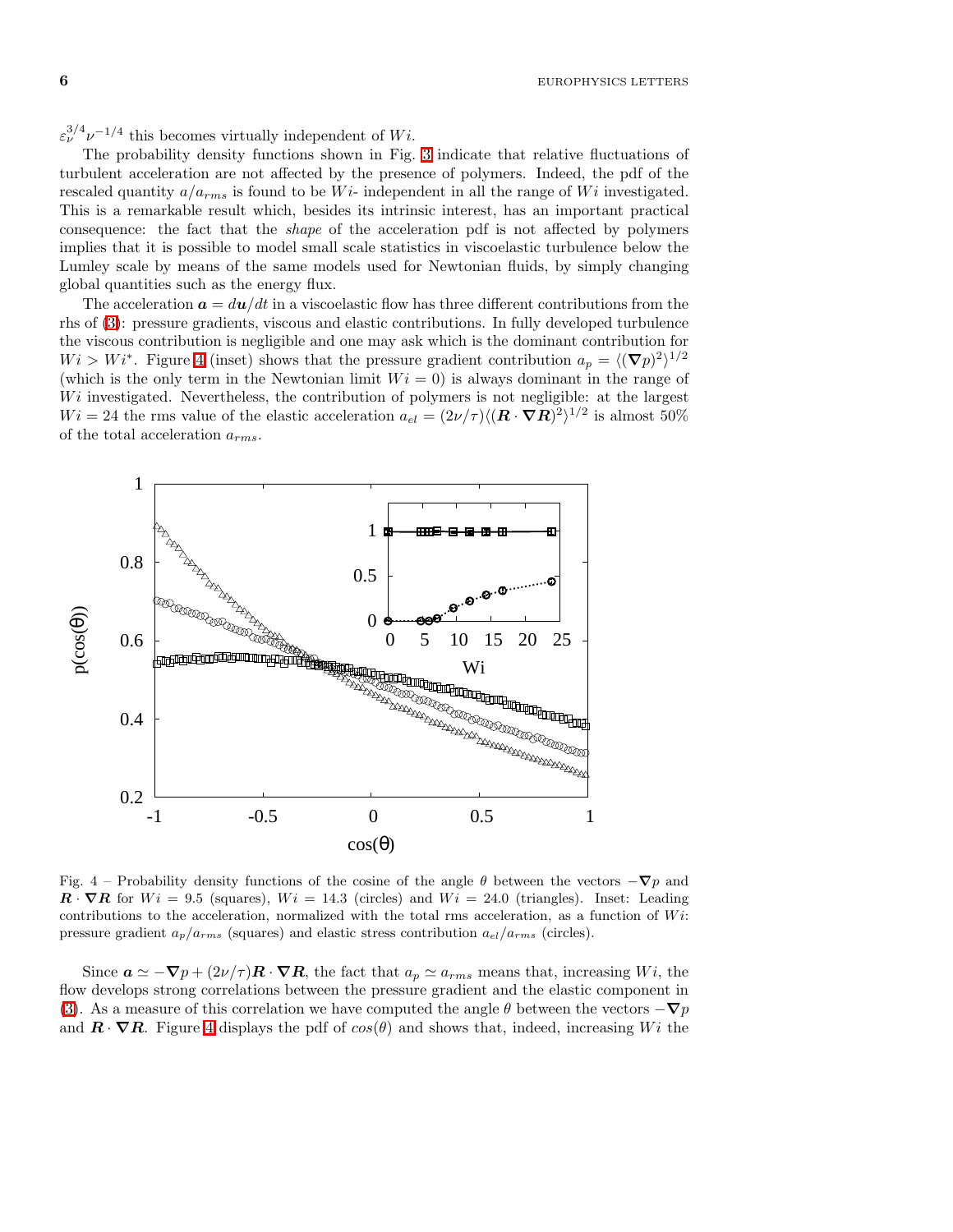$\varepsilon_\nu^{3/4}\nu^{-1/4}$ this becomes virtually independent of $Wi$.

The probability density functions shown in Fig. 3 indicate that relative fluctuations of turbulent acceleration are not affected by the presence of polymers. Indeed, the pdf of the rescaled quantity $a/a_{rms}$ is found to be $Wi$- independent in all the range of $Wi$ investigated. This is a remarkable result which, besides its intrinsic interest, has an important practical consequence: the fact that the *shape* of the acceleration pdf is not affected by polymers implies that it is possible to model small scale statistics in viscoelastic turbulence below the Lumley scale by means of the same models used for Newtonian fluids, by simply changing global quantities such as the energy flux.

The acceleration $\boldsymbol{a} = d\boldsymbol{u}/dt$ in a viscoelastic flow has three different contributions from the rhs of (3): pressure gradients, viscous and elastic contributions. In fully developed turbulence the viscous contribution is negligible and one may ask which is the dominant contribution for $Wi > Wi^*$. Figure 4 (inset) shows that the pressure gradient contribution $a_p = \langle(\boldsymbol{\nabla}p)^2\rangle^{1/2}$ (which is the only term in the Newtonian limit $Wi = 0$) is always dominant in the range of $Wi$ investigated. Nevertheless, the contribution of polymers is not negligible: at the largest $Wi = 24$ the rms value of the elastic acceleration $a_{el} = (2\nu/\tau)\langle(\boldsymbol{R}\cdot\boldsymbol{\nabla}\boldsymbol{R})^2\rangle^{1/2}$ is almost 50% of the total acceleration $a_{rms}$.

Fig. 4 – Probability density functions of the cosine of the angle $\theta$ between the vectors $-\boldsymbol{\nabla}p$ and $\boldsymbol{R}\cdot\boldsymbol{\nabla}\boldsymbol{R}$ for $Wi = 9.5$ (squares), $Wi = 14.3$ (circles) and $Wi = 24.0$ (triangles). Inset: Leading contributions to the acceleration, normalized with the total rms acceleration, as a function of $Wi$: pressure gradient $a_p/a_{rms}$ (squares) and elastic stress contribution $a_{el}/a_{rms}$ (circles).

Since $\boldsymbol{a} \simeq -\boldsymbol{\nabla}p + (2\nu/\tau)\boldsymbol{R}\cdot\boldsymbol{\nabla}\boldsymbol{R}$, the fact that $a_p \simeq a_{rms}$ means that, increasing $Wi$, the flow develops strong correlations between the pressure gradient and the elastic component in (3). As a measure of this correlation we have computed the angle $\theta$ between the vectors $-\boldsymbol{\nabla}p$ and $\boldsymbol{R}\cdot\boldsymbol{\nabla}\boldsymbol{R}$. Figure 4 displays the pdf of $cos(\theta)$ and shows that, indeed, increasing $Wi$ the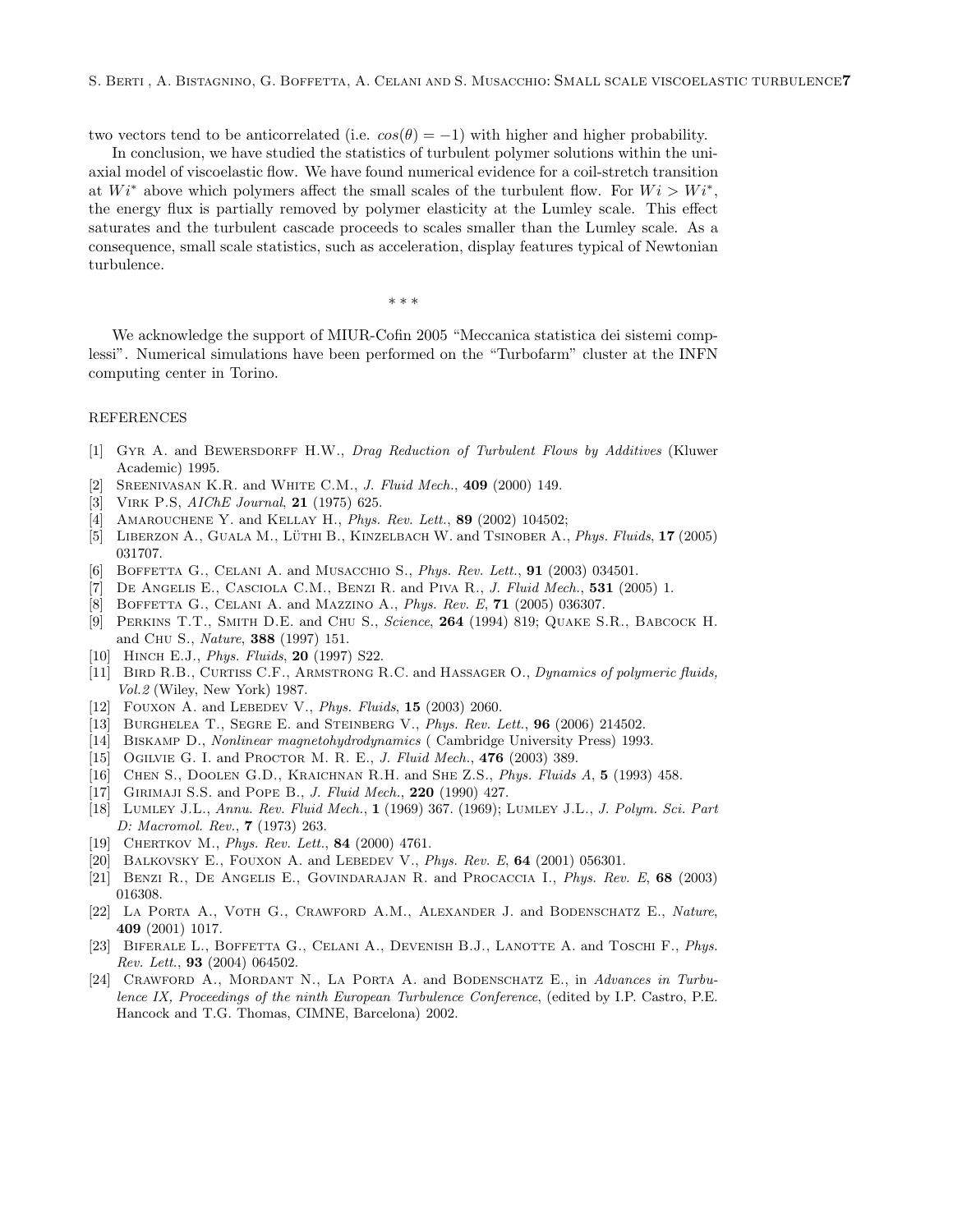two vectors tend to be anticorrelated (i.e. $cos(\theta) = -1$) with higher and higher probability.

In conclusion, we have studied the statistics of turbulent polymer solutions within the uniaxial model of viscoelastic flow. We have found numerical evidence for a coil-stretch transition at $Wi^*$ above which polymers affect the small scales of the turbulent flow. For $Wi > Wi^*$, the energy flux is partially removed by polymer elasticity at the Lumley scale. This effect saturates and the turbulent cascade proceeds to scales smaller than the Lumley scale. As a consequence, small scale statistics, such as acceleration, display features typical of Newtonian turbulence.

\* \* \*

We acknowledge the support of MIUR-Cofin 2005 "Meccanica statistica dei sistemi complessi". Numerical simulations have been performed on the "Turbofarm" cluster at the INFN computing center in Torino.

## REFERENCES

[1] Gyr A. and Bewersdorff H.W., *Drag Reduction of Turbulent Flows by Additives* (Kluwer Academic) 1995.
[2] Sreenivasan K.R. and White C.M., *J. Fluid Mech.*, **409** (2000) 149.
[3] Virk P.S, *AIChE Journal*, **21** (1975) 625.
[4] Amarouchene Y. and Kellay H., *Phys. Rev. Lett.*, **89** (2002) 104502;
[5] Liberzon A., Guala M., Lüthi B., Kinzelbach W. and Tsinober A., *Phys. Fluids*, **17** (2005) 031707.
[6] Boffetta G., Celani A. and Musacchio S., *Phys. Rev. Lett.*, **91** (2003) 034501.
[7] De Angelis E., Casciola C.M., Benzi R. and Piva R., *J. Fluid Mech.*, **531** (2005) 1.
[8] Boffetta G., Celani A. and Mazzino A., *Phys. Rev. E*, **71** (2005) 036307.
[9] Perkins T.T., Smith D.E. and Chu S., *Science*, **264** (1994) 819; Quake S.R., Babcock H. and Chu S., *Nature*, **388** (1997) 151.
[10] Hinch E.J., *Phys. Fluids*, **20** (1997) S22.
[11] Bird R.B., Curtiss C.F., Armstrong R.C. and Hassager O., *Dynamics of polymeric fluids, Vol.2* (Wiley, New York) 1987.
[12] Fouxon A. and Lebedev V., *Phys. Fluids*, **15** (2003) 2060.
[13] Burghelea T., Segre E. and Steinberg V., *Phys. Rev. Lett.*, **96** (2006) 214502.
[14] Biskamp D., *Nonlinear magnetohydrodynamics* ( Cambridge University Press) 1993.
[15] Ogilvie G. I. and Proctor M. R. E., *J. Fluid Mech.*, **476** (2003) 389.
[16] Chen S., Doolen G.D., Kraichnan R.H. and She Z.S., *Phys. Fluids A*, **5** (1993) 458.
[17] Girimaji S.S. and Pope B., *J. Fluid Mech.*, **220** (1990) 427.
[18] Lumley J.L., *Annu. Rev. Fluid Mech.*, **1** (1969) 367. (1969); Lumley J.L., *J. Polym. Sci. Part D: Macromol. Rev.*, **7** (1973) 263.
[19] Chertkov M., *Phys. Rev. Lett.*, **84** (2000) 4761.
[20] Balkovsky E., Fouxon A. and Lebedev V., *Phys. Rev. E*, **64** (2001) 056301.
[21] Benzi R., De Angelis E., Govindarajan R. and Procaccia I., *Phys. Rev. E*, **68** (2003) 016308.
[22] La Porta A., Voth G., Crawford A.M., Alexander J. and Bodenschatz E., *Nature*, **409** (2001) 1017.
[23] Biferale L., Boffetta G., Celani A., Devenish B.J., Lanotte A. and Toschi F., *Phys. Rev. Lett.*, **93** (2004) 064502.
[24] Crawford A., Mordant N., La Porta A. and Bodenschatz E., in *Advances in Turbulence IX, Proceedings of the ninth European Turbulence Conference*, (edited by I.P. Castro, P.E. Hancock and T.G. Thomas, CIMNE, Barcelona) 2002.